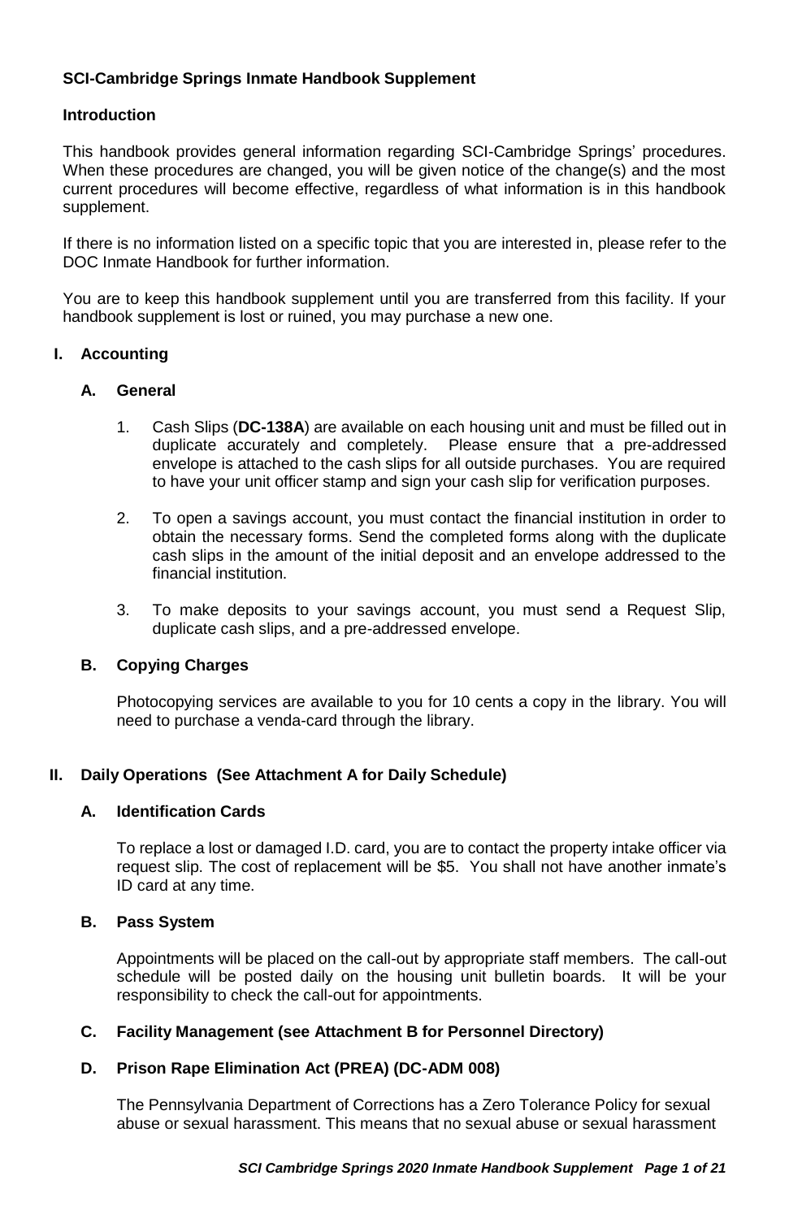**SCI-Cambridge Springs Inmate Handbook Supplement**

**Introduction**

This handbook provides general information regarding SCI-Cambridge Springs' procedures. When these procedures are changed, you will be given notice of the change(s) and the most current procedures will become effective, regardless of what information is in this handbook supplement.

If there is no information listed on a specific topic that you are interested in, please refer to the DOC Inmate Handbook for further information.

You are to keep this handbook supplement until you are transferred from this facility. If your handbook supplement is lost or ruined, you may purchase a new one.

## I. Accounting

### A. General

1. Cash Slips (**DC-138A**) are available on each housing unit and must be filled out in duplicate accurately and completely. Please ensure that a pre-addressed envelope is attached to the cash slips for all outside purchases. You are required to have your unit officer stamp and sign your cash slip for verification purposes.

2. To open a savings account, you must contact the financial institution in order to obtain the necessary forms. Send the completed forms along with the duplicate cash slips in the amount of the initial deposit and an envelope addressed to the financial institution.

3. To make deposits to your savings account, you must send a Request Slip, duplicate cash slips, and a pre-addressed envelope.

### B. Copying Charges

Photocopying services are available to you for 10 cents a copy in the library. You will need to purchase a venda-card through the library.

## II. Daily Operations (See Attachment A for Daily Schedule)

### A. Identification Cards

To replace a lost or damaged I.D. card, you are to contact the property intake officer via request slip. The cost of replacement will be $5. You shall not have another inmate's ID card at any time.

### B. Pass System

Appointments will be placed on the call-out by appropriate staff members. The call-out schedule will be posted daily on the housing unit bulletin boards. It will be your responsibility to check the call-out for appointments.

### C. Facility Management (see Attachment B for Personnel Directory)

### D. Prison Rape Elimination Act (PREA) (DC-ADM 008)

The Pennsylvania Department of Corrections has a Zero Tolerance Policy for sexual abuse or sexual harassment. This means that no sexual abuse or sexual harassment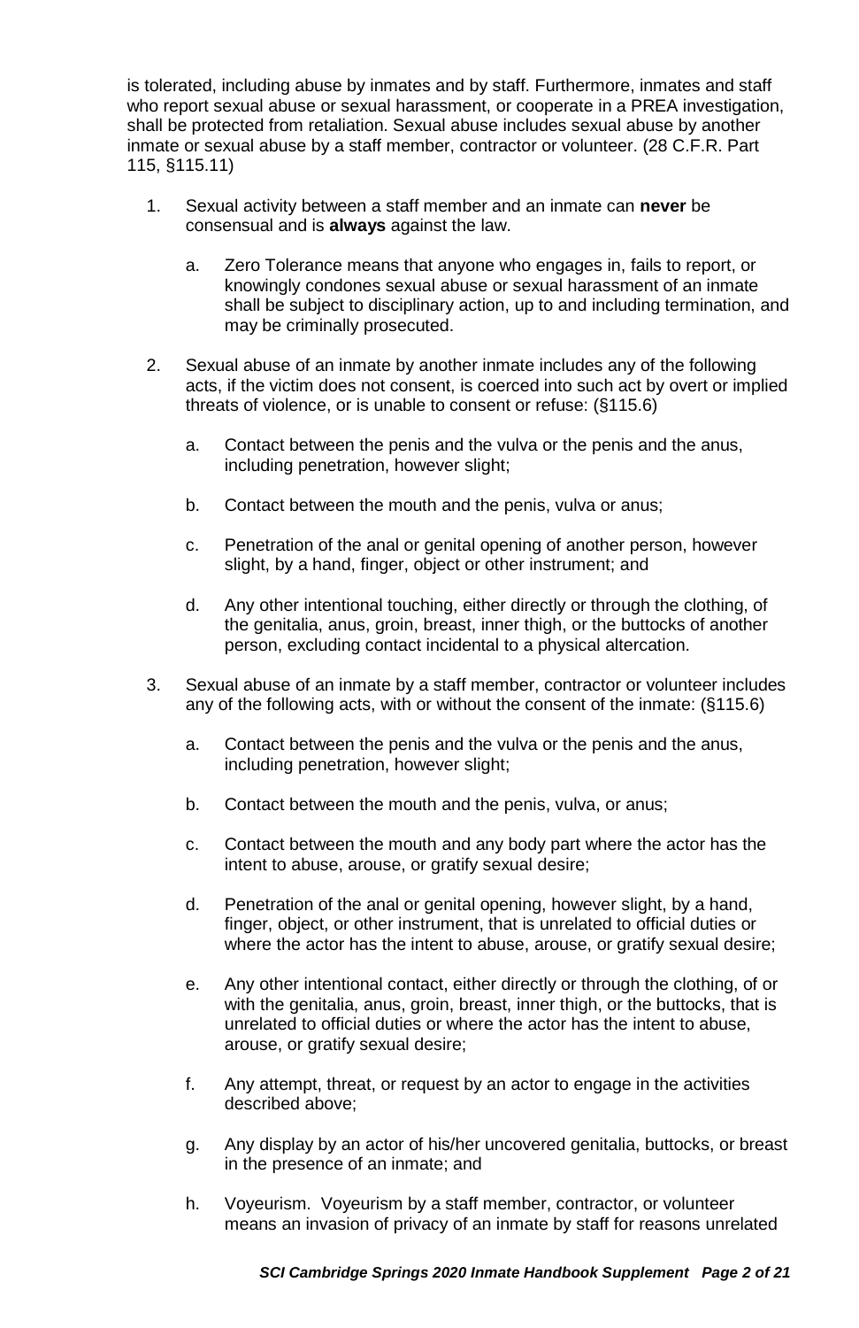is tolerated, including abuse by inmates and by staff. Furthermore, inmates and staff who report sexual abuse or sexual harassment, or cooperate in a PREA investigation, shall be protected from retaliation. Sexual abuse includes sexual abuse by another inmate or sexual abuse by a staff member, contractor or volunteer. (28 C.F.R. Part 115, §115.11)

1. Sexual activity between a staff member and an inmate can **never** be consensual and is **always** against the law.

    a. Zero Tolerance means that anyone who engages in, fails to report, or knowingly condones sexual abuse or sexual harassment of an inmate shall be subject to disciplinary action, up to and including termination, and may be criminally prosecuted.

2. Sexual abuse of an inmate by another inmate includes any of the following acts, if the victim does not consent, is coerced into such act by overt or implied threats of violence, or is unable to consent or refuse: (§115.6)

    a. Contact between the penis and the vulva or the penis and the anus, including penetration, however slight;

    b. Contact between the mouth and the penis, vulva or anus;

    c. Penetration of the anal or genital opening of another person, however slight, by a hand, finger, object or other instrument; and

    d. Any other intentional touching, either directly or through the clothing, of the genitalia, anus, groin, breast, inner thigh, or the buttocks of another person, excluding contact incidental to a physical altercation.

3. Sexual abuse of an inmate by a staff member, contractor or volunteer includes any of the following acts, with or without the consent of the inmate: (§115.6)

    a. Contact between the penis and the vulva or the penis and the anus, including penetration, however slight;

    b. Contact between the mouth and the penis, vulva, or anus;

    c. Contact between the mouth and any body part where the actor has the intent to abuse, arouse, or gratify sexual desire;

    d. Penetration of the anal or genital opening, however slight, by a hand, finger, object, or other instrument, that is unrelated to official duties or where the actor has the intent to abuse, arouse, or gratify sexual desire;

    e. Any other intentional contact, either directly or through the clothing, of or with the genitalia, anus, groin, breast, inner thigh, or the buttocks, that is unrelated to official duties or where the actor has the intent to abuse, arouse, or gratify sexual desire;

    f. Any attempt, threat, or request by an actor to engage in the activities described above;

    g. Any display by an actor of his/her uncovered genitalia, buttocks, or breast in the presence of an inmate; and

    h. Voyeurism. Voyeurism by a staff member, contractor, or volunteer means an invasion of privacy of an inmate by staff for reasons unrelated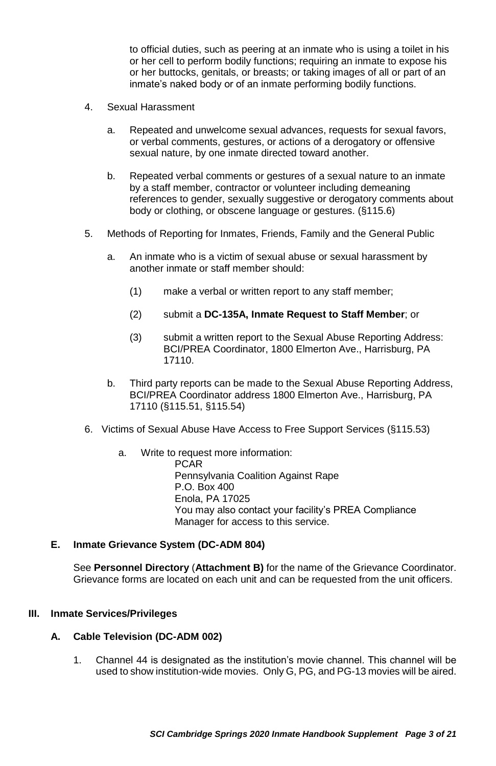to official duties, such as peering at an inmate who is using a toilet in his or her cell to perform bodily functions; requiring an inmate to expose his or her buttocks, genitals, or breasts; or taking images of all or part of an inmate's naked body or of an inmate performing bodily functions.

4. Sexual Harassment

   a. Repeated and unwelcome sexual advances, requests for sexual favors, or verbal comments, gestures, or actions of a derogatory or offensive sexual nature, by one inmate directed toward another.

   b. Repeated verbal comments or gestures of a sexual nature to an inmate by a staff member, contractor or volunteer including demeaning references to gender, sexually suggestive or derogatory comments about body or clothing, or obscene language or gestures. (§115.6)

5. Methods of Reporting for Inmates, Friends, Family and the General Public

   a. An inmate who is a victim of sexual abuse or sexual harassment by another inmate or staff member should:

      (1) make a verbal or written report to any staff member;

      (2) submit a **DC-135A, Inmate Request to Staff Member**; or

      (3) submit a written report to the Sexual Abuse Reporting Address: BCI/PREA Coordinator, 1800 Elmerton Ave., Harrisburg, PA 17110.

   b. Third party reports can be made to the Sexual Abuse Reporting Address, BCI/PREA Coordinator address 1800 Elmerton Ave., Harrisburg, PA 17110 (§115.51, §115.54)

6. Victims of Sexual Abuse Have Access to Free Support Services (§115.53)

   a. Write to request more information:
      PCAR
      Pennsylvania Coalition Against Rape
      P.O. Box 400
      Enola, PA 17025
      You may also contact your facility's PREA Compliance Manager for access to this service.

### E. Inmate Grievance System (DC-ADM 804)

See **Personnel Directory** (**Attachment B)** for the name of the Grievance Coordinator. Grievance forms are located on each unit and can be requested from the unit officers.

## III. Inmate Services/Privileges

### A. Cable Television (DC-ADM 002)

1. Channel 44 is designated as the institution's movie channel. This channel will be used to show institution-wide movies. Only G, PG, and PG-13 movies will be aired.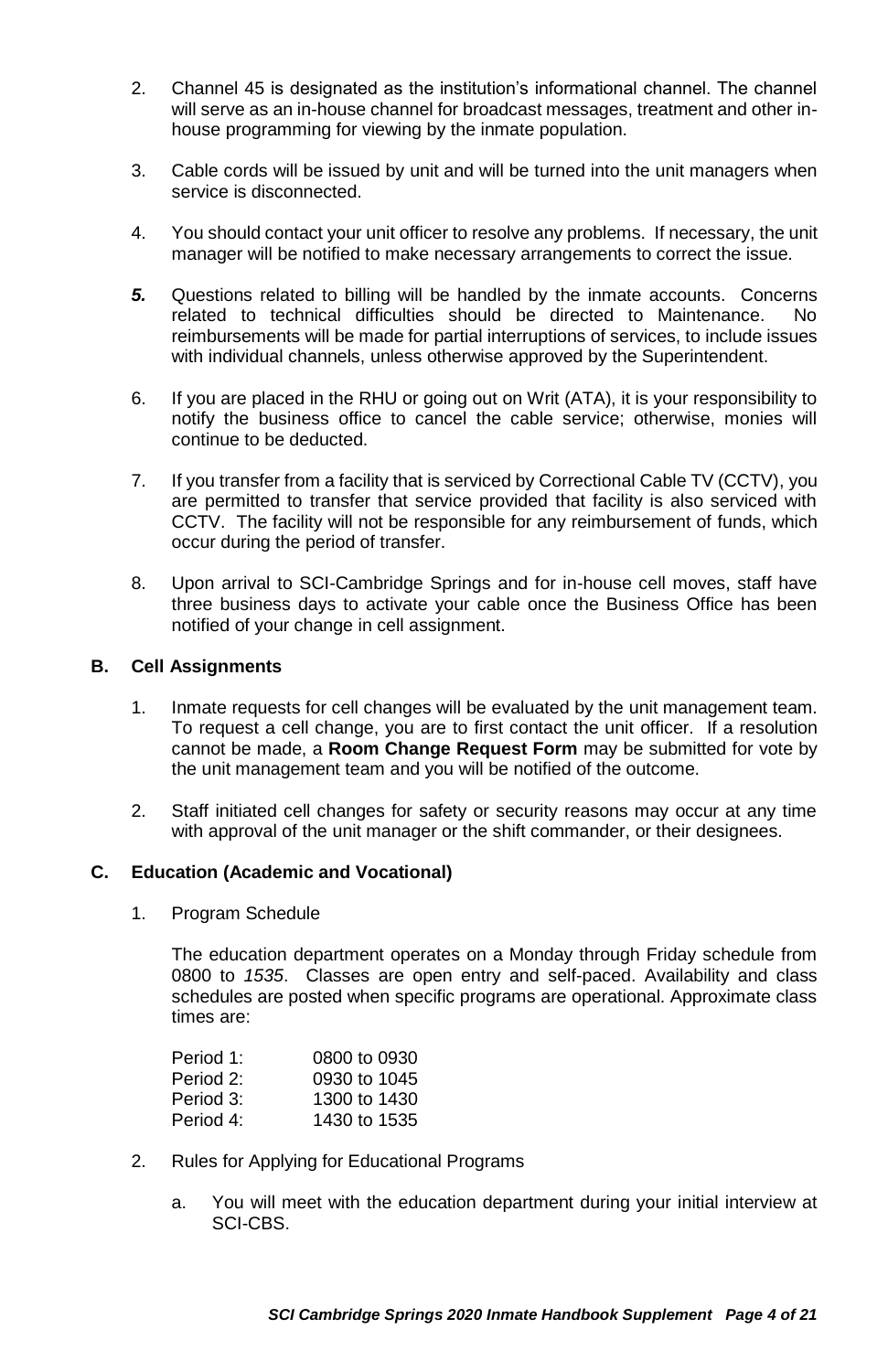2. Channel 45 is designated as the institution's informational channel. The channel will serve as an in-house channel for broadcast messages, treatment and other in-house programming for viewing by the inmate population.

3. Cable cords will be issued by unit and will be turned into the unit managers when service is disconnected.

4. You should contact your unit officer to resolve any problems. If necessary, the unit manager will be notified to make necessary arrangements to correct the issue.

***5.*** Questions related to billing will be handled by the inmate accounts. Concerns related to technical difficulties should be directed to Maintenance. No reimbursements will be made for partial interruptions of services, to include issues with individual channels, unless otherwise approved by the Superintendent.

6. If you are placed in the RHU or going out on Writ (ATA), it is your responsibility to notify the business office to cancel the cable service; otherwise, monies will continue to be deducted.

7. If you transfer from a facility that is serviced by Correctional Cable TV (CCTV), you are permitted to transfer that service provided that facility is also serviced with CCTV. The facility will not be responsible for any reimbursement of funds, which occur during the period of transfer.

8. Upon arrival to SCI-Cambridge Springs and for in-house cell moves, staff have three business days to activate your cable once the Business Office has been notified of your change in cell assignment.

## B. Cell Assignments

1. Inmate requests for cell changes will be evaluated by the unit management team. To request a cell change, you are to first contact the unit officer. If a resolution cannot be made, a **Room Change Request Form** may be submitted for vote by the unit management team and you will be notified of the outcome.

2. Staff initiated cell changes for safety or security reasons may occur at any time with approval of the unit manager or the shift commander, or their designees.

## C. Education (Academic and Vocational)

1. Program Schedule

   The education department operates on a Monday through Friday schedule from 0800 to *1535*. Classes are open entry and self-paced. Availability and class schedules are posted when specific programs are operational. Approximate class times are:

   | | |
   |---|---|
   | Period 1: | 0800 to 0930 |
   | Period 2: | 0930 to 1045 |
   | Period 3: | 1300 to 1430 |
   | Period 4: | 1430 to 1535 |

2. Rules for Applying for Educational Programs

   a. You will meet with the education department during your initial interview at SCI-CBS.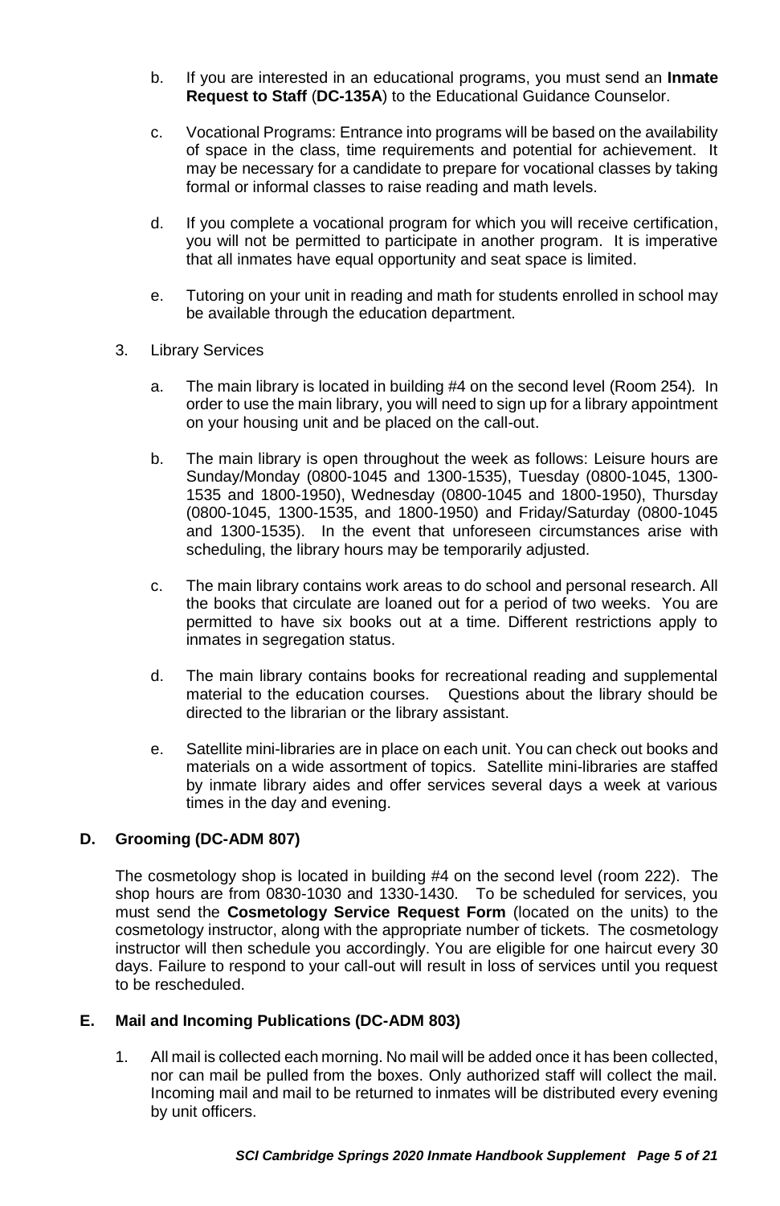b. If you are interested in an educational programs, you must send an **Inmate Request to Staff** (**DC-135A**) to the Educational Guidance Counselor.

c. Vocational Programs: Entrance into programs will be based on the availability of space in the class, time requirements and potential for achievement. It may be necessary for a candidate to prepare for vocational classes by taking formal or informal classes to raise reading and math levels.

d. If you complete a vocational program for which you will receive certification, you will not be permitted to participate in another program. It is imperative that all inmates have equal opportunity and seat space is limited.

e. Tutoring on your unit in reading and math for students enrolled in school may be available through the education department.

3. Library Services

a. The main library is located in building #4 on the second level (Room 254). In order to use the main library, you will need to sign up for a library appointment on your housing unit and be placed on the call-out.

b. The main library is open throughout the week as follows: Leisure hours are Sunday/Monday (0800-1045 and 1300-1535), Tuesday (0800-1045, 1300-1535 and 1800-1950), Wednesday (0800-1045 and 1800-1950), Thursday (0800-1045, 1300-1535, and 1800-1950) and Friday/Saturday (0800-1045 and 1300-1535). In the event that unforeseen circumstances arise with scheduling, the library hours may be temporarily adjusted.

c. The main library contains work areas to do school and personal research. All the books that circulate are loaned out for a period of two weeks. You are permitted to have six books out at a time. Different restrictions apply to inmates in segregation status.

d. The main library contains books for recreational reading and supplemental material to the education courses. Questions about the library should be directed to the librarian or the library assistant.

e. Satellite mini-libraries are in place on each unit. You can check out books and materials on a wide assortment of topics. Satellite mini-libraries are staffed by inmate library aides and offer services several days a week at various times in the day and evening.

**D. Grooming (DC-ADM 807)**

The cosmetology shop is located in building #4 on the second level (room 222). The shop hours are from 0830-1030 and 1330-1430. To be scheduled for services, you must send the **Cosmetology Service Request Form** (located on the units) to the cosmetology instructor, along with the appropriate number of tickets. The cosmetology instructor will then schedule you accordingly. You are eligible for one haircut every 30 days. Failure to respond to your call-out will result in loss of services until you request to be rescheduled.

**E. Mail and Incoming Publications (DC-ADM 803)**

1. All mail is collected each morning. No mail will be added once it has been collected, nor can mail be pulled from the boxes. Only authorized staff will collect the mail. Incoming mail and mail to be returned to inmates will be distributed every evening by unit officers.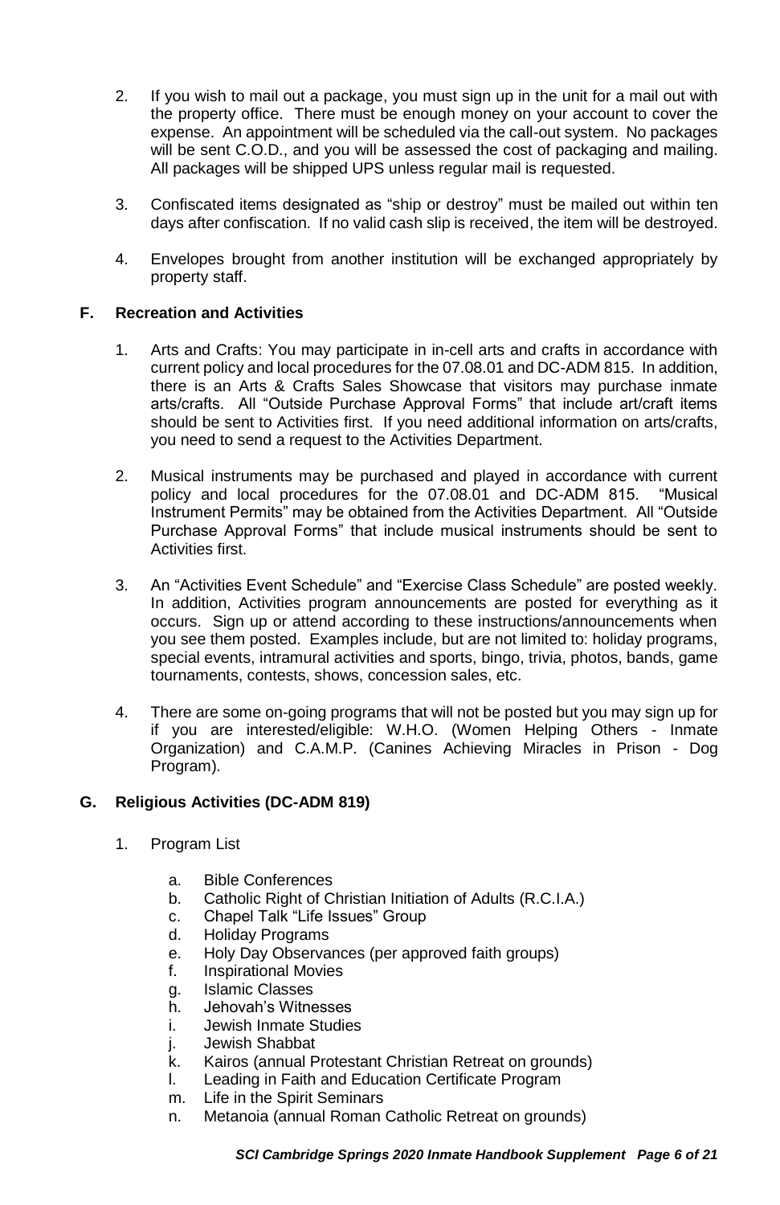2. If you wish to mail out a package, you must sign up in the unit for a mail out with the property office. There must be enough money on your account to cover the expense. An appointment will be scheduled via the call-out system. No packages will be sent C.O.D., and you will be assessed the cost of packaging and mailing. All packages will be shipped UPS unless regular mail is requested.

3. Confiscated items designated as "ship or destroy" must be mailed out within ten days after confiscation. If no valid cash slip is received, the item will be destroyed.

4. Envelopes brought from another institution will be exchanged appropriately by property staff.

## F. Recreation and Activities

1. Arts and Crafts: You may participate in in-cell arts and crafts in accordance with current policy and local procedures for the 07.08.01 and DC-ADM 815. In addition, there is an Arts & Crafts Sales Showcase that visitors may purchase inmate arts/crafts. All "Outside Purchase Approval Forms" that include art/craft items should be sent to Activities first. If you need additional information on arts/crafts, you need to send a request to the Activities Department.

2. Musical instruments may be purchased and played in accordance with current policy and local procedures for the 07.08.01 and DC-ADM 815. "Musical Instrument Permits" may be obtained from the Activities Department. All "Outside Purchase Approval Forms" that include musical instruments should be sent to Activities first.

3. An "Activities Event Schedule" and "Exercise Class Schedule" are posted weekly. In addition, Activities program announcements are posted for everything as it occurs. Sign up or attend according to these instructions/announcements when you see them posted. Examples include, but are not limited to: holiday programs, special events, intramural activities and sports, bingo, trivia, photos, bands, game tournaments, contests, shows, concession sales, etc.

4. There are some on-going programs that will not be posted but you may sign up for if you are interested/eligible: W.H.O. (Women Helping Others - Inmate Organization) and C.A.M.P. (Canines Achieving Miracles in Prison - Dog Program).

## G. Religious Activities (DC-ADM 819)

1. Program List

   a. Bible Conferences
   b. Catholic Right of Christian Initiation of Adults (R.C.I.A.)
   c. Chapel Talk "Life Issues" Group
   d. Holiday Programs
   e. Holy Day Observances (per approved faith groups)
   f. Inspirational Movies
   g. Islamic Classes
   h. Jehovah's Witnesses
   i. Jewish Inmate Studies
   j. Jewish Shabbat
   k. Kairos (annual Protestant Christian Retreat on grounds)
   l. Leading in Faith and Education Certificate Program
   m. Life in the Spirit Seminars
   n. Metanoia (annual Roman Catholic Retreat on grounds)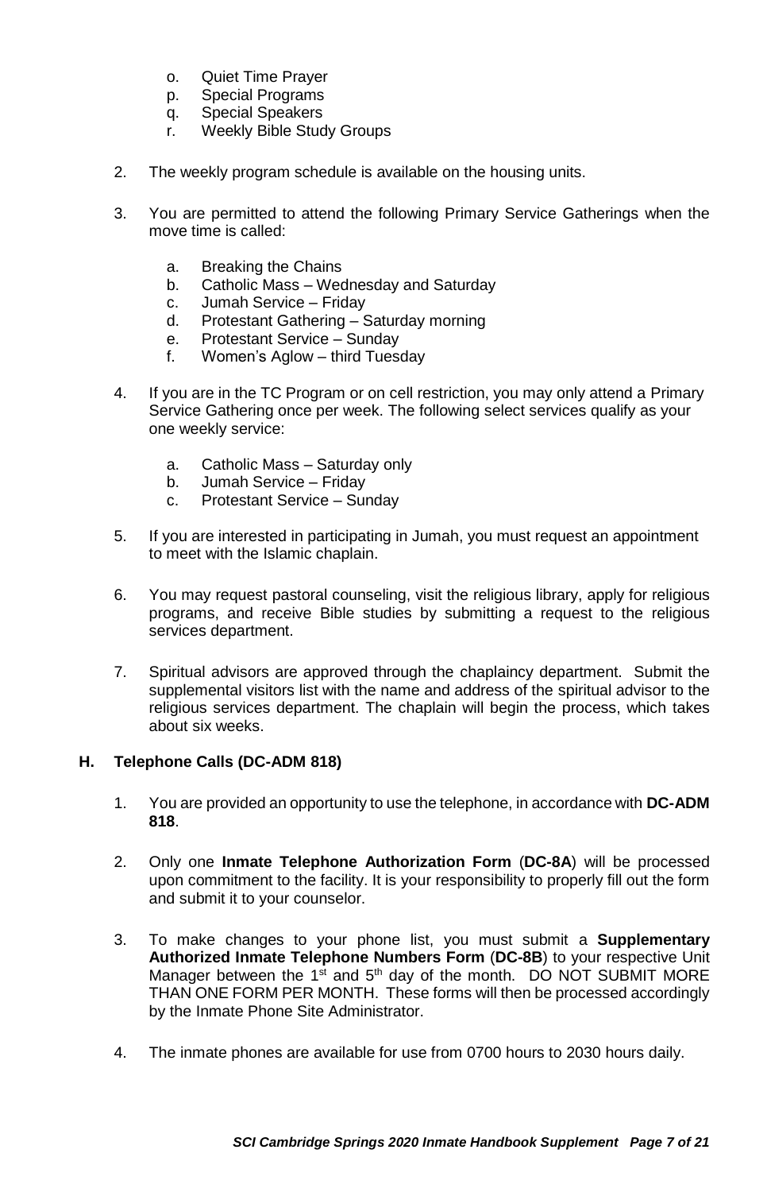o. Quiet Time Prayer
p. Special Programs
q. Special Speakers
r. Weekly Bible Study Groups

2. The weekly program schedule is available on the housing units.

3. You are permitted to attend the following Primary Service Gatherings when the move time is called:

   a. Breaking the Chains
   b. Catholic Mass – Wednesday and Saturday
   c. Jumah Service – Friday
   d. Protestant Gathering – Saturday morning
   e. Protestant Service – Sunday
   f. Women's Aglow – third Tuesday

4. If you are in the TC Program or on cell restriction, you may only attend a Primary Service Gathering once per week. The following select services qualify as your one weekly service:

   a. Catholic Mass – Saturday only
   b. Jumah Service – Friday
   c. Protestant Service – Sunday

5. If you are interested in participating in Jumah, you must request an appointment to meet with the Islamic chaplain.

6. You may request pastoral counseling, visit the religious library, apply for religious programs, and receive Bible studies by submitting a request to the religious services department.

7. Spiritual advisors are approved through the chaplaincy department. Submit the supplemental visitors list with the name and address of the spiritual advisor to the religious services department. The chaplain will begin the process, which takes about six weeks.

### H. Telephone Calls (DC-ADM 818)

1. You are provided an opportunity to use the telephone, in accordance with **DC-ADM 818**.

2. Only one **Inmate Telephone Authorization Form** (**DC-8A**) will be processed upon commitment to the facility. It is your responsibility to properly fill out the form and submit it to your counselor.

3. To make changes to your phone list, you must submit a **Supplementary Authorized Inmate Telephone Numbers Form** (**DC-8B**) to your respective Unit Manager between the 1st and 5th day of the month. DO NOT SUBMIT MORE THAN ONE FORM PER MONTH. These forms will then be processed accordingly by the Inmate Phone Site Administrator.

4. The inmate phones are available for use from 0700 hours to 2030 hours daily.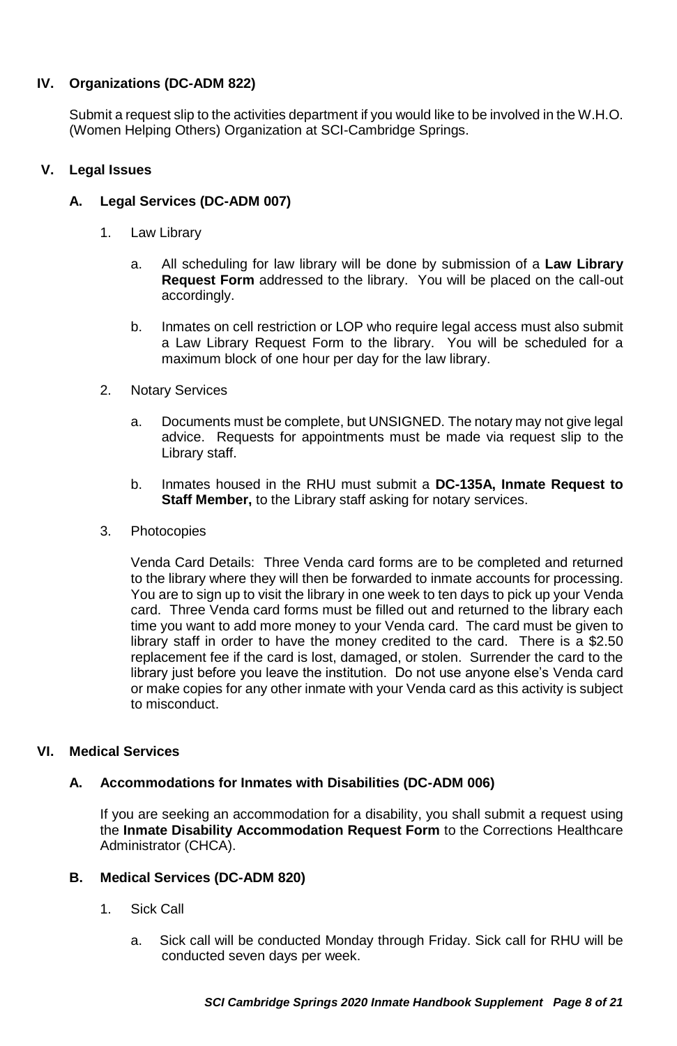## IV. Organizations (DC-ADM 822)

Submit a request slip to the activities department if you would like to be involved in the W.H.O. (Women Helping Others) Organization at SCI-Cambridge Springs.

## V. Legal Issues

### A. Legal Services (DC-ADM 007)

1. Law Library

   a. All scheduling for law library will be done by submission of a **Law Library Request Form** addressed to the library. You will be placed on the call-out accordingly.

   b. Inmates on cell restriction or LOP who require legal access must also submit a Law Library Request Form to the library. You will be scheduled for a maximum block of one hour per day for the law library.

2. Notary Services

   a. Documents must be complete, but UNSIGNED. The notary may not give legal advice. Requests for appointments must be made via request slip to the Library staff.

   b. Inmates housed in the RHU must submit a **DC-135A, Inmate Request to Staff Member,** to the Library staff asking for notary services.

3. Photocopies

   Venda Card Details: Three Venda card forms are to be completed and returned to the library where they will then be forwarded to inmate accounts for processing. You are to sign up to visit the library in one week to ten days to pick up your Venda card. Three Venda card forms must be filled out and returned to the library each time you want to add more money to your Venda card. The card must be given to library staff in order to have the money credited to the card. There is a $2.50 replacement fee if the card is lost, damaged, or stolen. Surrender the card to the library just before you leave the institution. Do not use anyone else's Venda card or make copies for any other inmate with your Venda card as this activity is subject to misconduct.

## VI. Medical Services

### A. Accommodations for Inmates with Disabilities (DC-ADM 006)

If you are seeking an accommodation for a disability, you shall submit a request using the **Inmate Disability Accommodation Request Form** to the Corrections Healthcare Administrator (CHCA).

### B. Medical Services (DC-ADM 820)

1. Sick Call

   a. Sick call will be conducted Monday through Friday. Sick call for RHU will be conducted seven days per week.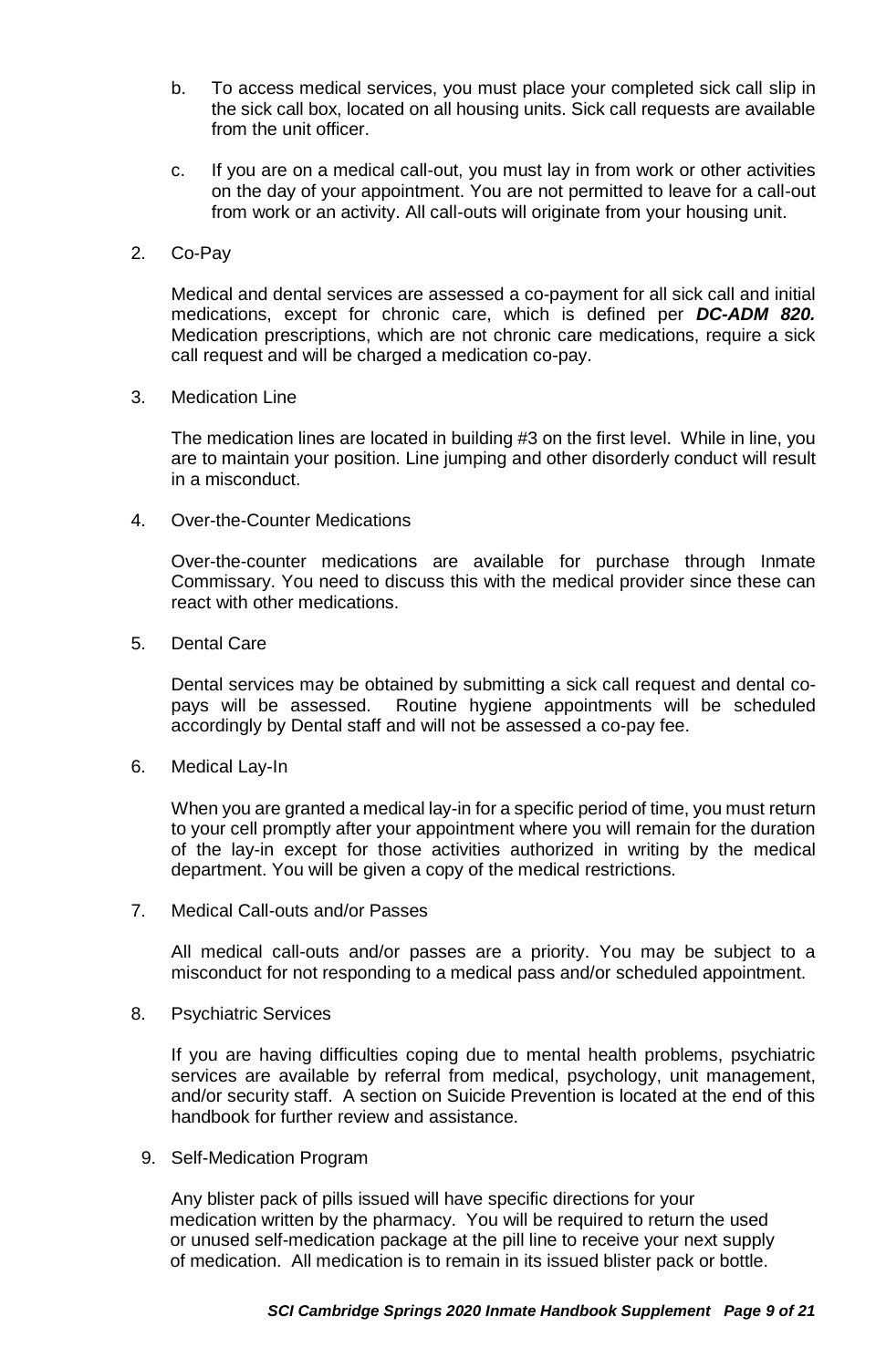b. To access medical services, you must place your completed sick call slip in the sick call box, located on all housing units. Sick call requests are available from the unit officer.

c. If you are on a medical call-out, you must lay in from work or other activities on the day of your appointment. You are not permitted to leave for a call-out from work or an activity. All call-outs will originate from your housing unit.

2. Co-Pay

   Medical and dental services are assessed a co-payment for all sick call and initial medications, except for chronic care, which is defined per ***DC-ADM 820.*** Medication prescriptions, which are not chronic care medications, require a sick call request and will be charged a medication co-pay.

3. Medication Line

   The medication lines are located in building #3 on the first level. While in line, you are to maintain your position. Line jumping and other disorderly conduct will result in a misconduct.

4. Over-the-Counter Medications

   Over-the-counter medications are available for purchase through Inmate Commissary. You need to discuss this with the medical provider since these can react with other medications.

5. Dental Care

   Dental services may be obtained by submitting a sick call request and dental co-pays will be assessed. Routine hygiene appointments will be scheduled accordingly by Dental staff and will not be assessed a co-pay fee.

6. Medical Lay-In

   When you are granted a medical lay-in for a specific period of time, you must return to your cell promptly after your appointment where you will remain for the duration of the lay-in except for those activities authorized in writing by the medical department. You will be given a copy of the medical restrictions.

7. Medical Call-outs and/or Passes

   All medical call-outs and/or passes are a priority. You may be subject to a misconduct for not responding to a medical pass and/or scheduled appointment.

8. Psychiatric Services

   If you are having difficulties coping due to mental health problems, psychiatric services are available by referral from medical, psychology, unit management, and/or security staff. A section on Suicide Prevention is located at the end of this handbook for further review and assistance.

9. Self-Medication Program

   Any blister pack of pills issued will have specific directions for your medication written by the pharmacy. You will be required to return the used or unused self-medication package at the pill line to receive your next supply of medication. All medication is to remain in its issued blister pack or bottle.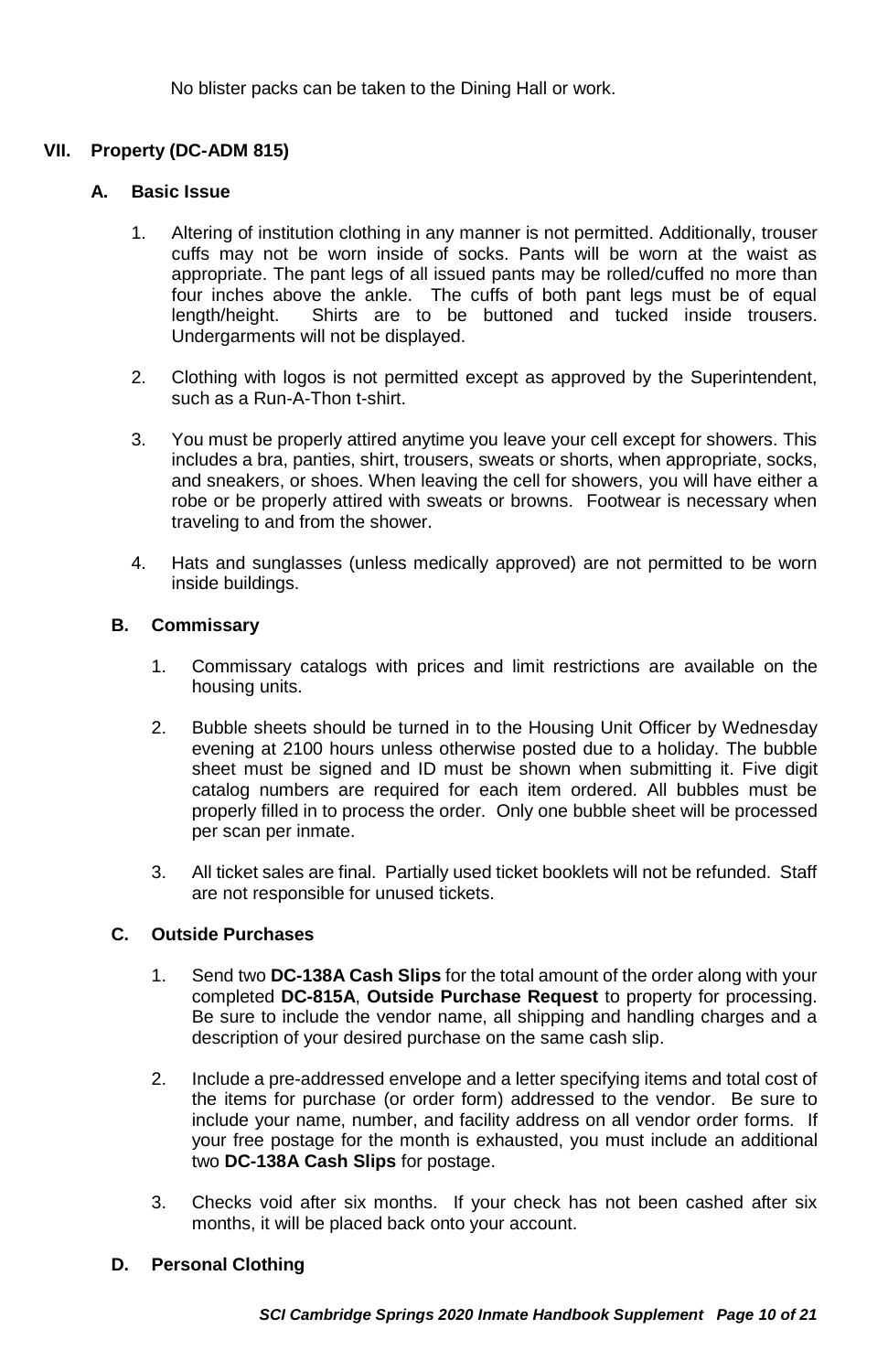No blister packs can be taken to the Dining Hall or work.

## VII. Property (DC-ADM 815)

### A. Basic Issue

1. Altering of institution clothing in any manner is not permitted. Additionally, trouser cuffs may not be worn inside of socks. Pants will be worn at the waist as appropriate. The pant legs of all issued pants may be rolled/cuffed no more than four inches above the ankle. The cuffs of both pant legs must be of equal length/height. Shirts are to be buttoned and tucked inside trousers. Undergarments will not be displayed.

2. Clothing with logos is not permitted except as approved by the Superintendent, such as a Run-A-Thon t-shirt.

3. You must be properly attired anytime you leave your cell except for showers. This includes a bra, panties, shirt, trousers, sweats or shorts, when appropriate, socks, and sneakers, or shoes. When leaving the cell for showers, you will have either a robe or be properly attired with sweats or browns. Footwear is necessary when traveling to and from the shower.

4. Hats and sunglasses (unless medically approved) are not permitted to be worn inside buildings.

### B. Commissary

1. Commissary catalogs with prices and limit restrictions are available on the housing units.

2. Bubble sheets should be turned in to the Housing Unit Officer by Wednesday evening at 2100 hours unless otherwise posted due to a holiday. The bubble sheet must be signed and ID must be shown when submitting it. Five digit catalog numbers are required for each item ordered. All bubbles must be properly filled in to process the order. Only one bubble sheet will be processed per scan per inmate.

3. All ticket sales are final. Partially used ticket booklets will not be refunded. Staff are not responsible for unused tickets.

### C. Outside Purchases

1. Send two **DC-138A Cash Slips** for the total amount of the order along with your completed **DC-815A**, **Outside Purchase Request** to property for processing. Be sure to include the vendor name, all shipping and handling charges and a description of your desired purchase on the same cash slip.

2. Include a pre-addressed envelope and a letter specifying items and total cost of the items for purchase (or order form) addressed to the vendor. Be sure to include your name, number, and facility address on all vendor order forms. If your free postage for the month is exhausted, you must include an additional two **DC-138A Cash Slips** for postage.

3. Checks void after six months. If your check has not been cashed after six months, it will be placed back onto your account.

### D. Personal Clothing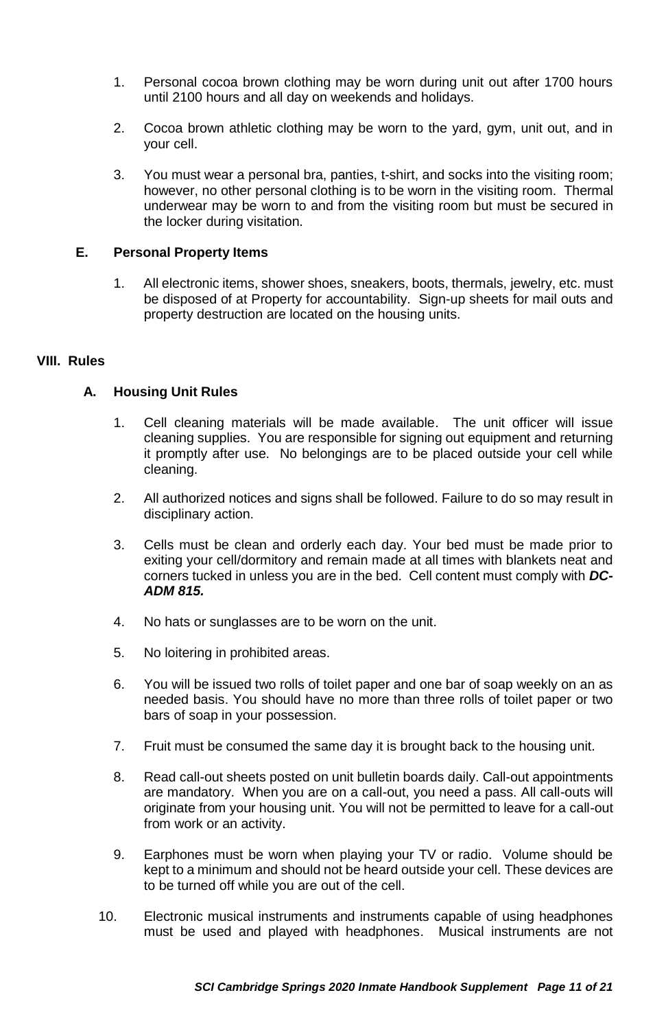1. Personal cocoa brown clothing may be worn during unit out after 1700 hours until 2100 hours and all day on weekends and holidays.

2. Cocoa brown athletic clothing may be worn to the yard, gym, unit out, and in your cell.

3. You must wear a personal bra, panties, t-shirt, and socks into the visiting room; however, no other personal clothing is to be worn in the visiting room. Thermal underwear may be worn to and from the visiting room but must be secured in the locker during visitation.

### E. Personal Property Items

1. All electronic items, shower shoes, sneakers, boots, thermals, jewelry, etc. must be disposed of at Property for accountability. Sign-up sheets for mail outs and property destruction are located on the housing units.

## VIII. Rules

### A. Housing Unit Rules

1. Cell cleaning materials will be made available. The unit officer will issue cleaning supplies. You are responsible for signing out equipment and returning it promptly after use. No belongings are to be placed outside your cell while cleaning.

2. All authorized notices and signs shall be followed. Failure to do so may result in disciplinary action.

3. Cells must be clean and orderly each day. Your bed must be made prior to exiting your cell/dormitory and remain made at all times with blankets neat and corners tucked in unless you are in the bed. Cell content must comply with ***DC-ADM 815.***

4. No hats or sunglasses are to be worn on the unit.

5. No loitering in prohibited areas.

6. You will be issued two rolls of toilet paper and one bar of soap weekly on an as needed basis. You should have no more than three rolls of toilet paper or two bars of soap in your possession.

7. Fruit must be consumed the same day it is brought back to the housing unit.

8. Read call-out sheets posted on unit bulletin boards daily. Call-out appointments are mandatory. When you are on a call-out, you need a pass. All call-outs will originate from your housing unit. You will not be permitted to leave for a call-out from work or an activity.

9. Earphones must be worn when playing your TV or radio. Volume should be kept to a minimum and should not be heard outside your cell. These devices are to be turned off while you are out of the cell.

10. Electronic musical instruments and instruments capable of using headphones must be used and played with headphones. Musical instruments are not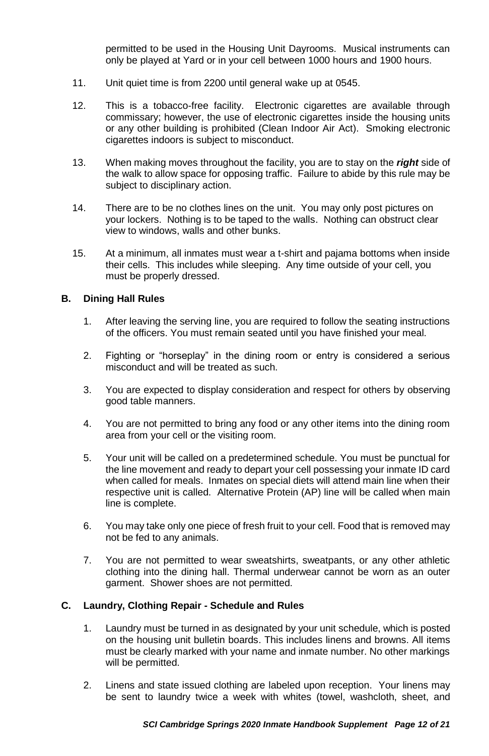permitted to be used in the Housing Unit Dayrooms. Musical instruments can only be played at Yard or in your cell between 1000 hours and 1900 hours.

11. Unit quiet time is from 2200 until general wake up at 0545.

12. This is a tobacco-free facility. Electronic cigarettes are available through commissary; however, the use of electronic cigarettes inside the housing units or any other building is prohibited (Clean Indoor Air Act). Smoking electronic cigarettes indoors is subject to misconduct.

13. When making moves throughout the facility, you are to stay on the ***right*** side of the walk to allow space for opposing traffic. Failure to abide by this rule may be subject to disciplinary action.

14. There are to be no clothes lines on the unit. You may only post pictures on your lockers. Nothing is to be taped to the walls. Nothing can obstruct clear view to windows, walls and other bunks.

15. At a minimum, all inmates must wear a t-shirt and pajama bottoms when inside their cells. This includes while sleeping. Any time outside of your cell, you must be properly dressed.

## B. Dining Hall Rules

1. After leaving the serving line, you are required to follow the seating instructions of the officers. You must remain seated until you have finished your meal.

2. Fighting or "horseplay" in the dining room or entry is considered a serious misconduct and will be treated as such.

3. You are expected to display consideration and respect for others by observing good table manners.

4. You are not permitted to bring any food or any other items into the dining room area from your cell or the visiting room.

5. Your unit will be called on a predetermined schedule. You must be punctual for the line movement and ready to depart your cell possessing your inmate ID card when called for meals. Inmates on special diets will attend main line when their respective unit is called. Alternative Protein (AP) line will be called when main line is complete.

6. You may take only one piece of fresh fruit to your cell. Food that is removed may not be fed to any animals.

7. You are not permitted to wear sweatshirts, sweatpants, or any other athletic clothing into the dining hall. Thermal underwear cannot be worn as an outer garment. Shower shoes are not permitted.

## C. Laundry, Clothing Repair - Schedule and Rules

1. Laundry must be turned in as designated by your unit schedule, which is posted on the housing unit bulletin boards. This includes linens and browns. All items must be clearly marked with your name and inmate number. No other markings will be permitted.

2. Linens and state issued clothing are labeled upon reception. Your linens may be sent to laundry twice a week with whites (towel, washcloth, sheet, and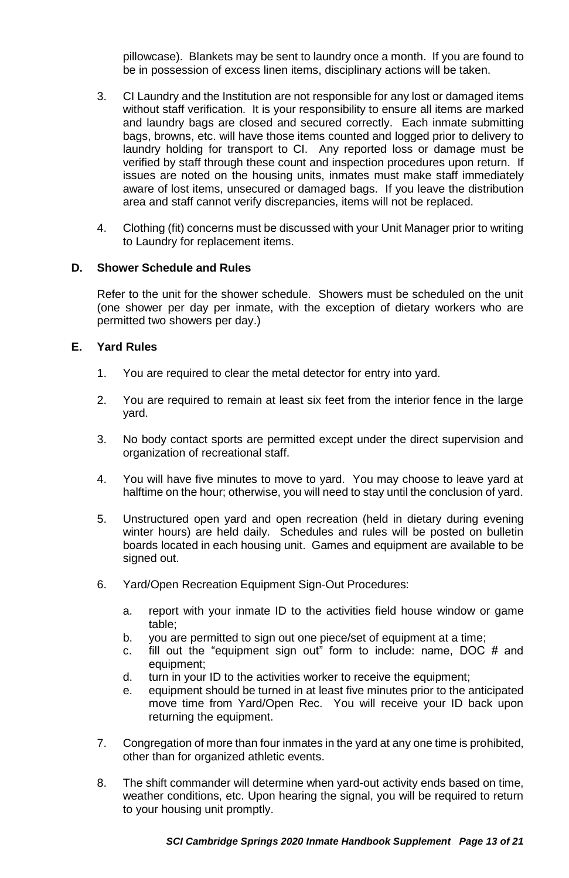pillowcase). Blankets may be sent to laundry once a month. If you are found to be in possession of excess linen items, disciplinary actions will be taken.

3. CI Laundry and the Institution are not responsible for any lost or damaged items without staff verification. It is your responsibility to ensure all items are marked and laundry bags are closed and secured correctly. Each inmate submitting bags, browns, etc. will have those items counted and logged prior to delivery to laundry holding for transport to CI. Any reported loss or damage must be verified by staff through these count and inspection procedures upon return. If issues are noted on the housing units, inmates must make staff immediately aware of lost items, unsecured or damaged bags. If you leave the distribution area and staff cannot verify discrepancies, items will not be replaced.

4. Clothing (fit) concerns must be discussed with your Unit Manager prior to writing to Laundry for replacement items.

### D. Shower Schedule and Rules

Refer to the unit for the shower schedule. Showers must be scheduled on the unit (one shower per day per inmate, with the exception of dietary workers who are permitted two showers per day.)

### E. Yard Rules

1. You are required to clear the metal detector for entry into yard.

2. You are required to remain at least six feet from the interior fence in the large yard.

3. No body contact sports are permitted except under the direct supervision and organization of recreational staff.

4. You will have five minutes to move to yard. You may choose to leave yard at halftime on the hour; otherwise, you will need to stay until the conclusion of yard.

5. Unstructured open yard and open recreation (held in dietary during evening winter hours) are held daily. Schedules and rules will be posted on bulletin boards located in each housing unit. Games and equipment are available to be signed out.

6. Yard/Open Recreation Equipment Sign-Out Procedures:

   a. report with your inmate ID to the activities field house window or game table;
   b. you are permitted to sign out one piece/set of equipment at a time;
   c. fill out the "equipment sign out" form to include: name, DOC # and equipment;
   d. turn in your ID to the activities worker to receive the equipment;
   e. equipment should be turned in at least five minutes prior to the anticipated move time from Yard/Open Rec. You will receive your ID back upon returning the equipment.

7. Congregation of more than four inmates in the yard at any one time is prohibited, other than for organized athletic events.

8. The shift commander will determine when yard-out activity ends based on time, weather conditions, etc. Upon hearing the signal, you will be required to return to your housing unit promptly.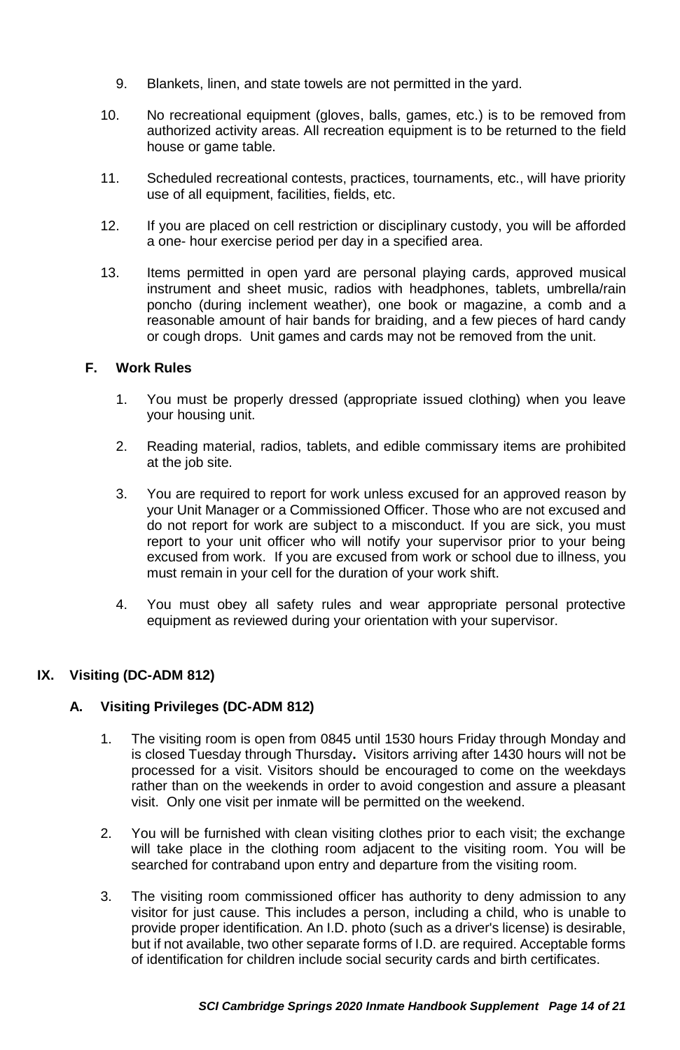9. Blankets, linen, and state towels are not permitted in the yard.

10. No recreational equipment (gloves, balls, games, etc.) is to be removed from authorized activity areas. All recreation equipment is to be returned to the field house or game table.

11. Scheduled recreational contests, practices, tournaments, etc., will have priority use of all equipment, facilities, fields, etc.

12. If you are placed on cell restriction or disciplinary custody, you will be afforded a one- hour exercise period per day in a specified area.

13. Items permitted in open yard are personal playing cards, approved musical instrument and sheet music, radios with headphones, tablets, umbrella/rain poncho (during inclement weather), one book or magazine, a comb and a reasonable amount of hair bands for braiding, and a few pieces of hard candy or cough drops. Unit games and cards may not be removed from the unit.

### F. Work Rules

1. You must be properly dressed (appropriate issued clothing) when you leave your housing unit.

2. Reading material, radios, tablets, and edible commissary items are prohibited at the job site.

3. You are required to report for work unless excused for an approved reason by your Unit Manager or a Commissioned Officer. Those who are not excused and do not report for work are subject to a misconduct. If you are sick, you must report to your unit officer who will notify your supervisor prior to your being excused from work. If you are excused from work or school due to illness, you must remain in your cell for the duration of your work shift.

4. You must obey all safety rules and wear appropriate personal protective equipment as reviewed during your orientation with your supervisor.

## IX. Visiting (DC-ADM 812)

### A. Visiting Privileges (DC-ADM 812)

1. The visiting room is open from 0845 until 1530 hours Friday through Monday and is closed Tuesday through Thursday**.** Visitors arriving after 1430 hours will not be processed for a visit. Visitors should be encouraged to come on the weekdays rather than on the weekends in order to avoid congestion and assure a pleasant visit. Only one visit per inmate will be permitted on the weekend.

2. You will be furnished with clean visiting clothes prior to each visit; the exchange will take place in the clothing room adjacent to the visiting room. You will be searched for contraband upon entry and departure from the visiting room.

3. The visiting room commissioned officer has authority to deny admission to any visitor for just cause. This includes a person, including a child, who is unable to provide proper identification. An I.D. photo (such as a driver's license) is desirable, but if not available, two other separate forms of I.D. are required. Acceptable forms of identification for children include social security cards and birth certificates.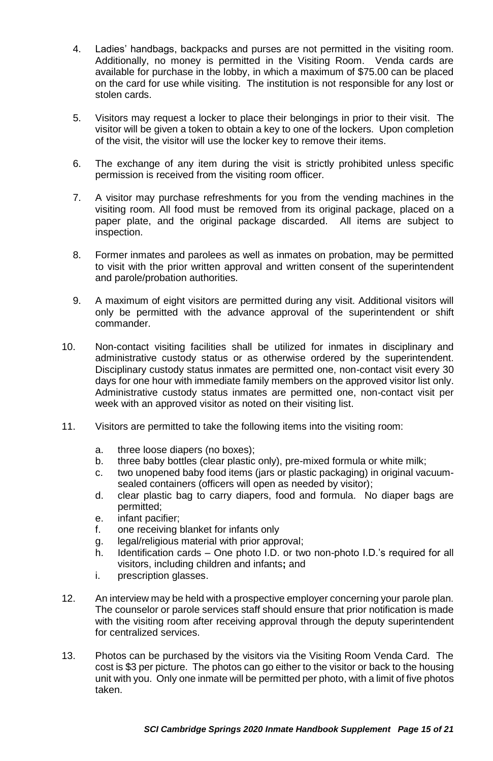4. Ladies' handbags, backpacks and purses are not permitted in the visiting room. Additionally, no money is permitted in the Visiting Room. Venda cards are available for purchase in the lobby, in which a maximum of $75.00 can be placed on the card for use while visiting. The institution is not responsible for any lost or stolen cards.

5. Visitors may request a locker to place their belongings in prior to their visit. The visitor will be given a token to obtain a key to one of the lockers. Upon completion of the visit, the visitor will use the locker key to remove their items.

6. The exchange of any item during the visit is strictly prohibited unless specific permission is received from the visiting room officer.

7. A visitor may purchase refreshments for you from the vending machines in the visiting room. All food must be removed from its original package, placed on a paper plate, and the original package discarded. All items are subject to inspection.

8. Former inmates and parolees as well as inmates on probation, may be permitted to visit with the prior written approval and written consent of the superintendent and parole/probation authorities.

9. A maximum of eight visitors are permitted during any visit. Additional visitors will only be permitted with the advance approval of the superintendent or shift commander.

10. Non-contact visiting facilities shall be utilized for inmates in disciplinary and administrative custody status or as otherwise ordered by the superintendent. Disciplinary custody status inmates are permitted one, non-contact visit every 30 days for one hour with immediate family members on the approved visitor list only. Administrative custody status inmates are permitted one, non-contact visit per week with an approved visitor as noted on their visiting list.

11. Visitors are permitted to take the following items into the visiting room:

    a. three loose diapers (no boxes);
    b. three baby bottles (clear plastic only), pre-mixed formula or white milk;
    c. two unopened baby food items (jars or plastic packaging) in original vacuum-sealed containers (officers will open as needed by visitor);
    d. clear plastic bag to carry diapers, food and formula. No diaper bags are permitted;
    e. infant pacifier;
    f. one receiving blanket for infants only
    g. legal/religious material with prior approval;
    h. Identification cards – One photo I.D. or two non-photo I.D.'s required for all visitors, including children and infants**;** and
    i. prescription glasses.

12. An interview may be held with a prospective employer concerning your parole plan. The counselor or parole services staff should ensure that prior notification is made with the visiting room after receiving approval through the deputy superintendent for centralized services.

13. Photos can be purchased by the visitors via the Visiting Room Venda Card. The cost is $3 per picture. The photos can go either to the visitor or back to the housing unit with you. Only one inmate will be permitted per photo, with a limit of five photos taken.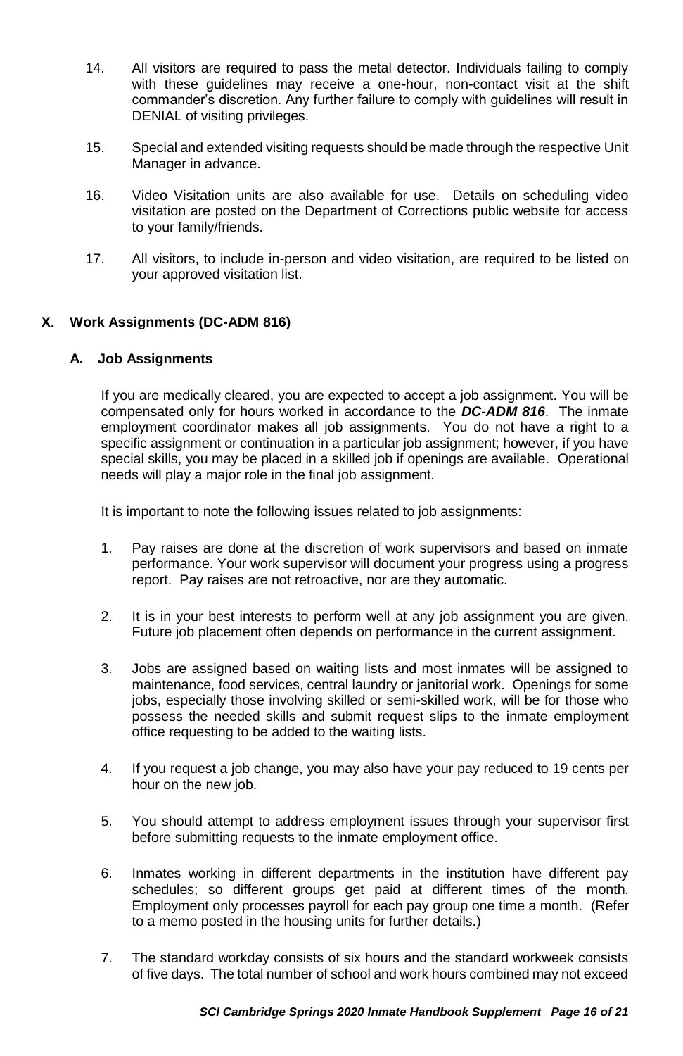14. All visitors are required to pass the metal detector. Individuals failing to comply with these guidelines may receive a one-hour, non-contact visit at the shift commander's discretion. Any further failure to comply with guidelines will result in DENIAL of visiting privileges.

15. Special and extended visiting requests should be made through the respective Unit Manager in advance.

16. Video Visitation units are also available for use. Details on scheduling video visitation are posted on the Department of Corrections public website for access to your family/friends.

17. All visitors, to include in-person and video visitation, are required to be listed on your approved visitation list.

## X. Work Assignments (DC-ADM 816)

### A. Job Assignments

If you are medically cleared, you are expected to accept a job assignment. You will be compensated only for hours worked in accordance to the ***DC-ADM 816***. The inmate employment coordinator makes all job assignments. You do not have a right to a specific assignment or continuation in a particular job assignment; however, if you have special skills, you may be placed in a skilled job if openings are available. Operational needs will play a major role in the final job assignment.

It is important to note the following issues related to job assignments:

1. Pay raises are done at the discretion of work supervisors and based on inmate performance. Your work supervisor will document your progress using a progress report. Pay raises are not retroactive, nor are they automatic.

2. It is in your best interests to perform well at any job assignment you are given. Future job placement often depends on performance in the current assignment.

3. Jobs are assigned based on waiting lists and most inmates will be assigned to maintenance, food services, central laundry or janitorial work. Openings for some jobs, especially those involving skilled or semi-skilled work, will be for those who possess the needed skills and submit request slips to the inmate employment office requesting to be added to the waiting lists.

4. If you request a job change, you may also have your pay reduced to 19 cents per hour on the new job.

5. You should attempt to address employment issues through your supervisor first before submitting requests to the inmate employment office.

6. Inmates working in different departments in the institution have different pay schedules; so different groups get paid at different times of the month. Employment only processes payroll for each pay group one time a month. (Refer to a memo posted in the housing units for further details.)

7. The standard workday consists of six hours and the standard workweek consists of five days. The total number of school and work hours combined may not exceed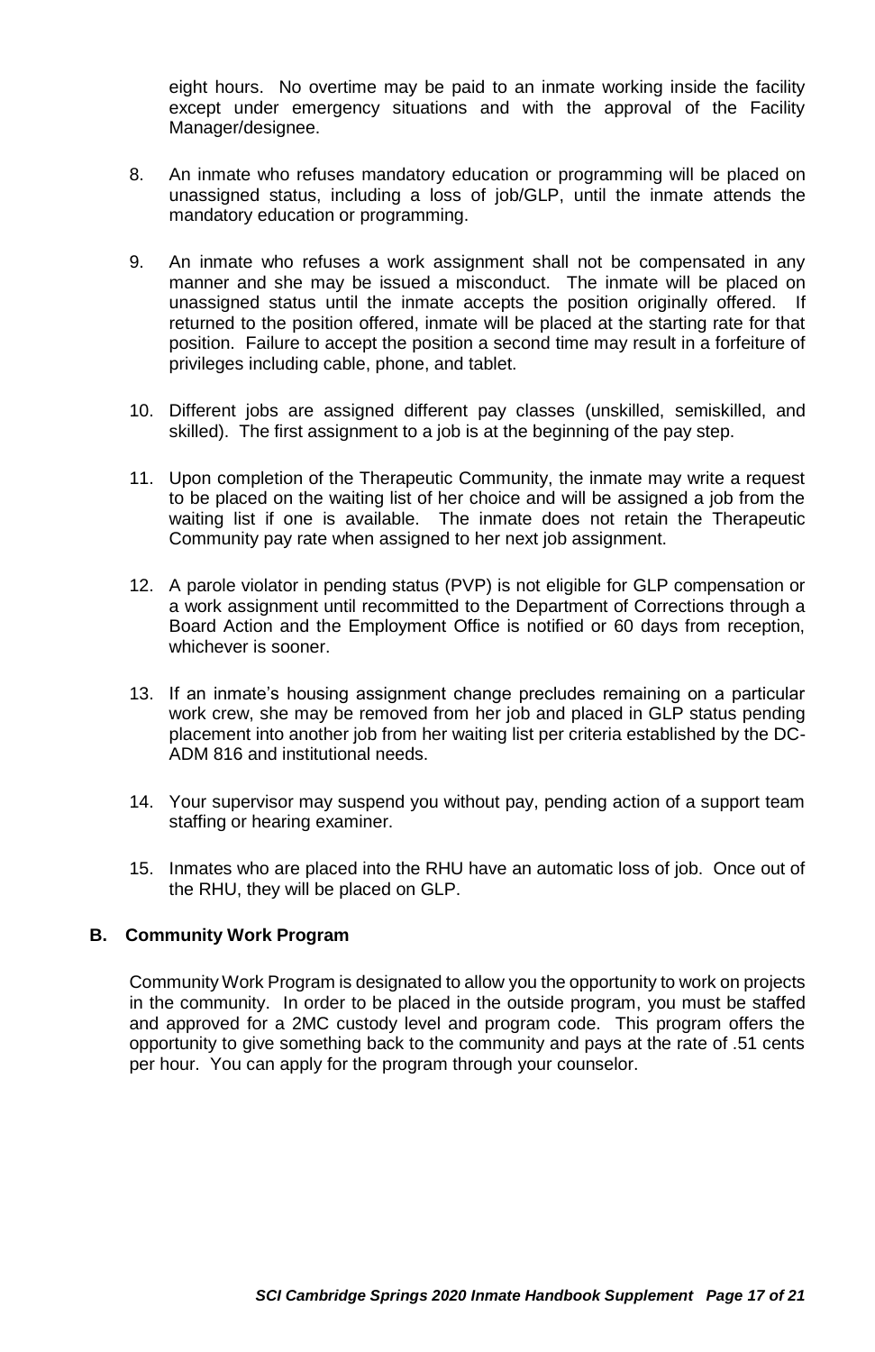eight hours. No overtime may be paid to an inmate working inside the facility except under emergency situations and with the approval of the Facility Manager/designee.

8. An inmate who refuses mandatory education or programming will be placed on unassigned status, including a loss of job/GLP, until the inmate attends the mandatory education or programming.

9. An inmate who refuses a work assignment shall not be compensated in any manner and she may be issued a misconduct. The inmate will be placed on unassigned status until the inmate accepts the position originally offered. If returned to the position offered, inmate will be placed at the starting rate for that position. Failure to accept the position a second time may result in a forfeiture of privileges including cable, phone, and tablet.

10. Different jobs are assigned different pay classes (unskilled, semiskilled, and skilled). The first assignment to a job is at the beginning of the pay step.

11. Upon completion of the Therapeutic Community, the inmate may write a request to be placed on the waiting list of her choice and will be assigned a job from the waiting list if one is available. The inmate does not retain the Therapeutic Community pay rate when assigned to her next job assignment.

12. A parole violator in pending status (PVP) is not eligible for GLP compensation or a work assignment until recommitted to the Department of Corrections through a Board Action and the Employment Office is notified or 60 days from reception, whichever is sooner.

13. If an inmate's housing assignment change precludes remaining on a particular work crew, she may be removed from her job and placed in GLP status pending placement into another job from her waiting list per criteria established by the DC-ADM 816 and institutional needs.

14. Your supervisor may suspend you without pay, pending action of a support team staffing or hearing examiner.

15. Inmates who are placed into the RHU have an automatic loss of job. Once out of the RHU, they will be placed on GLP.

### B. Community Work Program

Community Work Program is designated to allow you the opportunity to work on projects in the community. In order to be placed in the outside program, you must be staffed and approved for a 2MC custody level and program code. This program offers the opportunity to give something back to the community and pays at the rate of .51 cents per hour. You can apply for the program through your counselor.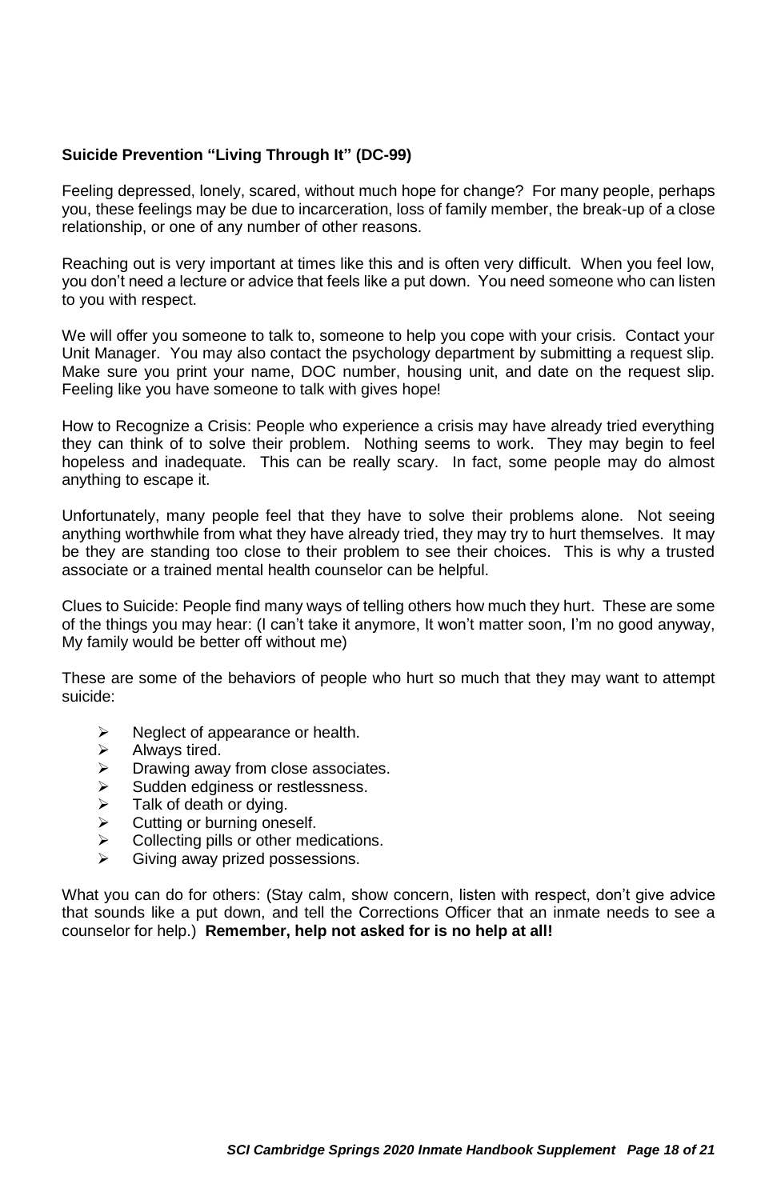**Suicide Prevention "Living Through It" (DC-99)**

Feeling depressed, lonely, scared, without much hope for change? For many people, perhaps you, these feelings may be due to incarceration, loss of family member, the break-up of a close relationship, or one of any number of other reasons.

Reaching out is very important at times like this and is often very difficult. When you feel low, you don't need a lecture or advice that feels like a put down. You need someone who can listen to you with respect.

We will offer you someone to talk to, someone to help you cope with your crisis. Contact your Unit Manager. You may also contact the psychology department by submitting a request slip. Make sure you print your name, DOC number, housing unit, and date on the request slip. Feeling like you have someone to talk with gives hope!

How to Recognize a Crisis: People who experience a crisis may have already tried everything they can think of to solve their problem. Nothing seems to work. They may begin to feel hopeless and inadequate. This can be really scary. In fact, some people may do almost anything to escape it.

Unfortunately, many people feel that they have to solve their problems alone. Not seeing anything worthwhile from what they have already tried, they may try to hurt themselves. It may be they are standing too close to their problem to see their choices. This is why a trusted associate or a trained mental health counselor can be helpful.

Clues to Suicide: People find many ways of telling others how much they hurt. These are some of the things you may hear: (I can't take it anymore, It won't matter soon, I'm no good anyway, My family would be better off without me)

These are some of the behaviors of people who hurt so much that they may want to attempt suicide:

- Neglect of appearance or health.
- Always tired.
- Drawing away from close associates.
- Sudden edginess or restlessness.
- Talk of death or dying.
- Cutting or burning oneself.
- Collecting pills or other medications.
- Giving away prized possessions.

What you can do for others: (Stay calm, show concern, listen with respect, don't give advice that sounds like a put down, and tell the Corrections Officer that an inmate needs to see a counselor for help.) **Remember, help not asked for is no help at all!**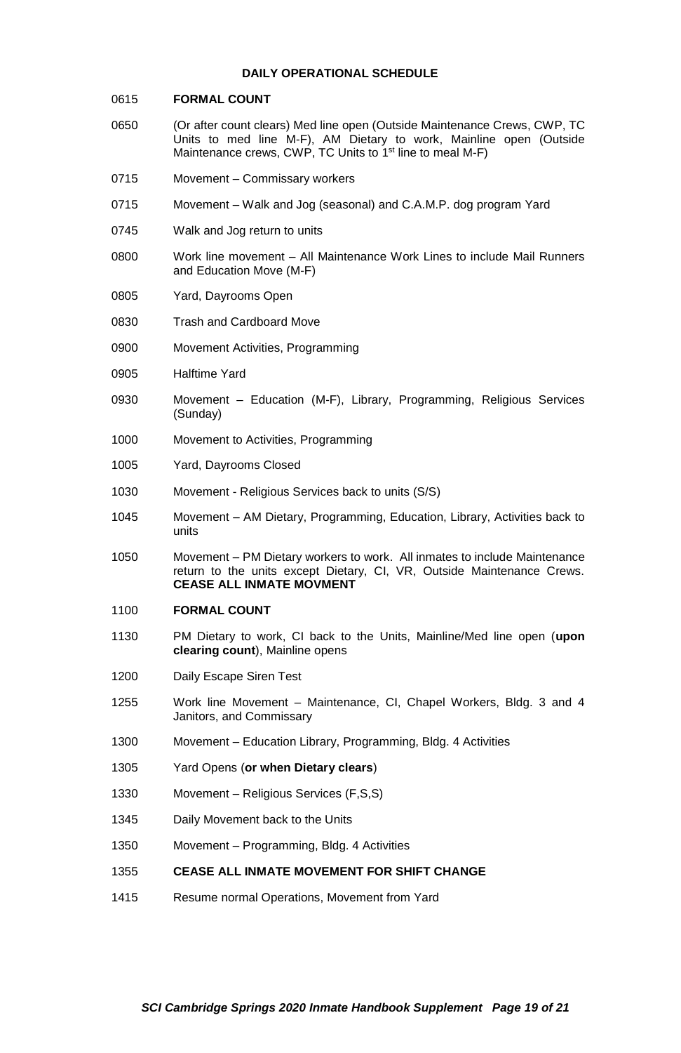## DAILY OPERATIONAL SCHEDULE

| | |
|---|---|
| 0615 | **FORMAL COUNT** |
| 0650 | (Or after count clears) Med line open (Outside Maintenance Crews, CWP, TC Units to med line M-F), AM Dietary to work, Mainline open (Outside Maintenance crews, CWP, TC Units to 1st line to meal M-F) |
| 0715 | Movement – Commissary workers |
| 0715 | Movement – Walk and Jog (seasonal) and C.A.M.P. dog program Yard |
| 0745 | Walk and Jog return to units |
| 0800 | Work line movement – All Maintenance Work Lines to include Mail Runners and Education Move (M-F) |
| 0805 | Yard, Dayrooms Open |
| 0830 | Trash and Cardboard Move |
| 0900 | Movement Activities, Programming |
| 0905 | Halftime Yard |
| 0930 | Movement – Education (M-F), Library, Programming, Religious Services (Sunday) |
| 1000 | Movement to Activities, Programming |
| 1005 | Yard, Dayrooms Closed |
| 1030 | Movement - Religious Services back to units (S/S) |
| 1045 | Movement – AM Dietary, Programming, Education, Library, Activities back to units |
| 1050 | Movement – PM Dietary workers to work. All inmates to include Maintenance return to the units except Dietary, CI, VR, Outside Maintenance Crews. **CEASE ALL INMATE MOVMENT** |
| 1100 | **FORMAL COUNT** |
| 1130 | PM Dietary to work, CI back to the Units, Mainline/Med line open (**upon clearing count**), Mainline opens |
| 1200 | Daily Escape Siren Test |
| 1255 | Work line Movement – Maintenance, CI, Chapel Workers, Bldg. 3 and 4 Janitors, and Commissary |
| 1300 | Movement – Education Library, Programming, Bldg. 4 Activities |
| 1305 | Yard Opens (**or when Dietary clears**) |
| 1330 | Movement – Religious Services (F,S,S) |
| 1345 | Daily Movement back to the Units |
| 1350 | Movement – Programming, Bldg. 4 Activities |
| 1355 | **CEASE ALL INMATE MOVEMENT FOR SHIFT CHANGE** |
| 1415 | Resume normal Operations, Movement from Yard |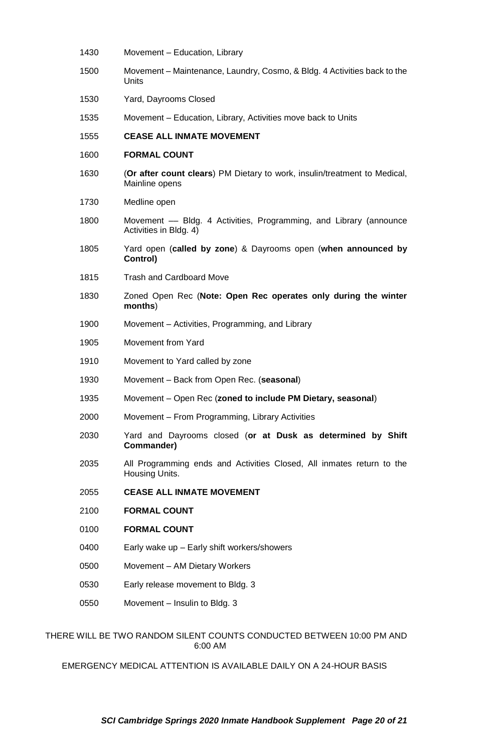| | |
|---|---|
| 1430 | Movement – Education, Library |
| 1500 | Movement – Maintenance, Laundry, Cosmo, & Bldg. 4 Activities back to the Units |
| 1530 | Yard, Dayrooms Closed |
| 1535 | Movement – Education, Library, Activities move back to Units |
| 1555 | **CEASE ALL INMATE MOVEMENT** |
| 1600 | **FORMAL COUNT** |
| 1630 | (**Or after count clears**) PM Dietary to work, insulin/treatment to Medical, Mainline opens |
| 1730 | Medline open |
| 1800 | Movement –– Bldg. 4 Activities, Programming, and Library (announce Activities in Bldg. 4) |
| 1805 | Yard open (**called by zone**) & Dayrooms open (**when announced by Control)** |
| 1815 | Trash and Cardboard Move |
| 1830 | Zoned Open Rec (**Note: Open Rec operates only during the winter months**) |
| 1900 | Movement – Activities, Programming, and Library |
| 1905 | Movement from Yard |
| 1910 | Movement to Yard called by zone |
| 1930 | Movement – Back from Open Rec. (**seasonal**) |
| 1935 | Movement – Open Rec (**zoned to include PM Dietary, seasonal**) |
| 2000 | Movement – From Programming, Library Activities |
| 2030 | Yard and Dayrooms closed (**or at Dusk as determined by Shift Commander)** |
| 2035 | All Programming ends and Activities Closed, All inmates return to the Housing Units. |
| 2055 | **CEASE ALL INMATE MOVEMENT** |
| 2100 | **FORMAL COUNT** |
| 0100 | **FORMAL COUNT** |
| 0400 | Early wake up – Early shift workers/showers |
| 0500 | Movement – AM Dietary Workers |
| 0530 | Early release movement to Bldg. 3 |
| 0550 | Movement – Insulin to Bldg. 3 |

THERE WILL BE TWO RANDOM SILENT COUNTS CONDUCTED BETWEEN 10:00 PM AND 6:00 AM

EMERGENCY MEDICAL ATTENTION IS AVAILABLE DAILY ON A 24-HOUR BASIS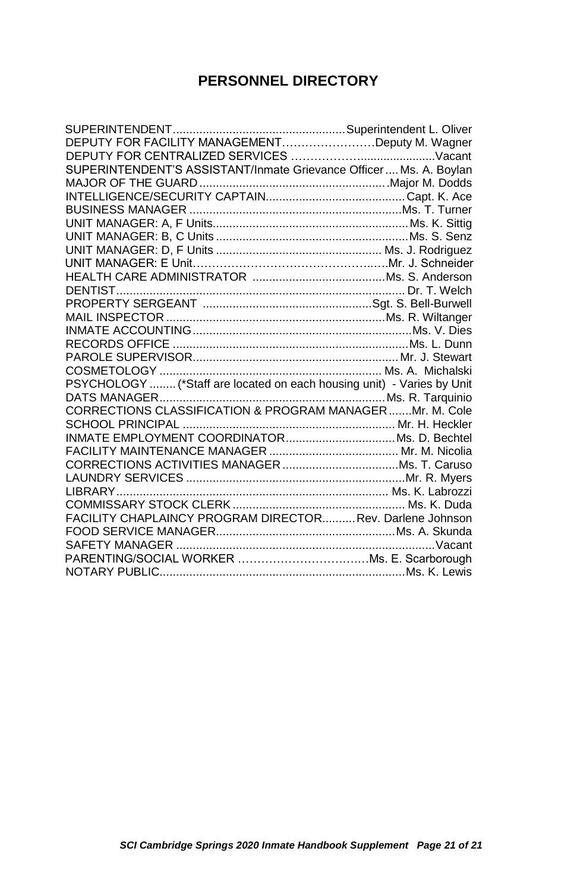## PERSONNEL DIRECTORY

SUPERINTENDENT....................................................Superintendent L. Oliver
DEPUTY FOR FACILITY MANAGEMENT……………………Deputy M. Wagner
DEPUTY FOR CENTRALIZED SERVICES ………………......................Vacant
SUPERINTENDENT'S ASSISTANT/Inmate Grievance Officer.... Ms. A. Boylan
MAJOR OF THE GUARD.........................................................Major M. Dodds
INTELLIGENCE/SECURITY CAPTAIN..........................................Capt. K. Ace
BUSINESS MANAGER ................................................................Ms. T. Turner
UNIT MANAGER: A, F Units..........................................................Ms. K. Sittig
UNIT MANAGER: B, C Units ..........................................................Ms. S. Senz
UNIT MANAGER: D, F Units .................................................. Ms. J. Rodriguez
UNIT MANAGER: E Unit……………………………………..….Mr. J. Schneider
HEALTH CARE ADMINISTRATOR .........................................Ms. S. Anderson
DENTIST........................................................................................ Dr. T. Welch
PROPERTY SERGEANT ..................................................Sgt. S. Bell-Burwell
MAIL INSPECTOR ...................................................................Ms. R. Wiltanger
INMATE ACCOUNTING..................................................................Ms. V. Dies
RECORDS OFFICE .......................................................................Ms. L. Dunn
PAROLE SUPERVISOR.............................................................. Mr. J. Stewart
COSMETOLOGY .................................................................... Ms. A. Michalski
PSYCHOLOGY ........ (*Staff are located on each housing unit) - Varies by Unit
DATS MANAGER.....................................................................Ms. R. Tarquinio
CORRECTIONS CLASSIFICATION & PROGRAM MANAGER.......Mr. M. Cole
SCHOOL PRINCIPAL ................................................................ Mr. H. Heckler
INMATE EMPLOYMENT COORDINATOR.................................Ms. D. Bechtel
FACILITY MAINTENANCE MANAGER ........................................ Mr. M. Nicolia
CORRECTIONS ACTIVITIES MANAGER ...................................Ms. T. Caruso
LAUNDRY SERVICES ..................................................................Mr. R. Myers
LIBRARY.................................................................................. Ms. K. Labrozzi
COMMISSARY STOCK CLERK .................................................... Ms. K. Duda
FACILITY CHAPLAINCY PROGRAM DIRECTOR..........Rev. Darlene Johnson
FOOD SERVICE MANAGER......................................................Ms. A. Skunda
SAFETY MANAGER ...............................................................................Vacant
PARENTING/SOCIAL WORKER ……………………………Ms. E. Scarborough
NOTARY PUBLIC..........................................................................Ms. K. Lewis

*SCI Cambridge Springs 2020 Inmate Handbook Supplement*